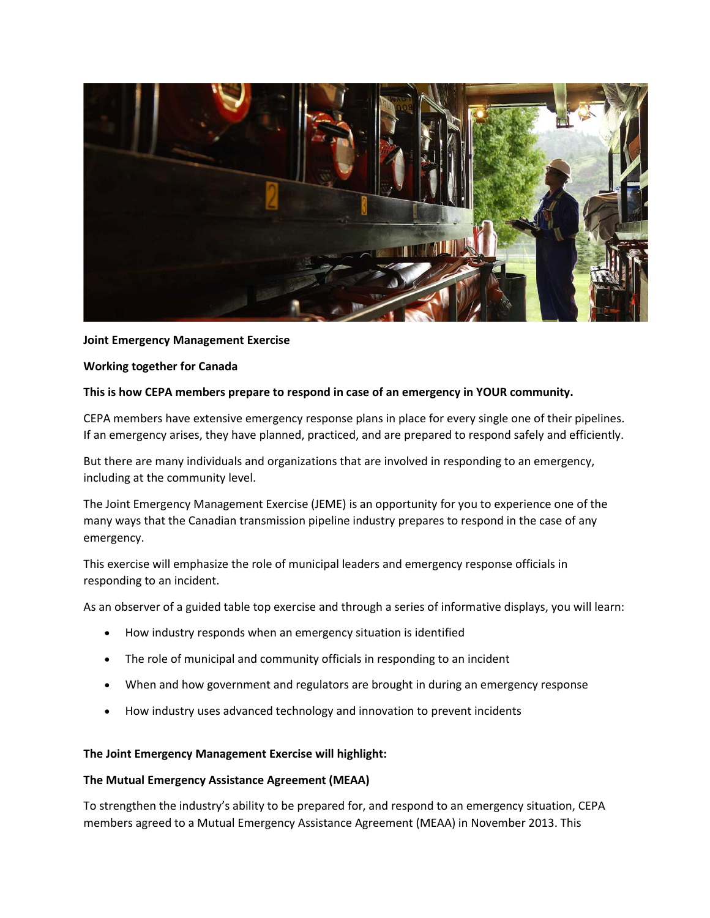**Joint Emergency Management Exercise**

**Working together for Canada**

**This is how CEPA members prepare to respond in case of an emergency in YOUR community.**

CEPA members have extensive emergency response plans in place for every single one of their pipelines. If an emergency arises, they have planned, practiced, and are prepared to respond safely and efficiently.

But there are many individuals and organizations that are involved in responding to an emergency, including at the community level.

The Joint Emergency Management Exercise (JEME) is an opportunity for you to experience one of the many ways that the Canadian transmission pipeline industry prepares to respond in the case of any emergency.

This exercise will emphasize the role of municipal leaders and emergency response officials in responding to an incident.

As an observer of a guided table top exercise and through a series of informative displays, you will learn:

- How industry responds when an emergency situation is identified
- The role of municipal and community officials in responding to an incident
- When and how government and regulators are brought in during an emergency response
- How industry uses advanced technology and innovation to prevent incidents

**The Joint Emergency Management Exercise will highlight:**

**The Mutual Emergency Assistance Agreement (MEAA)**

To strengthen the industry's ability to be prepared for, and respond to an emergency situation, CEPA members agreed to a Mutual Emergency Assistance Agreement (MEAA) in November 2013. This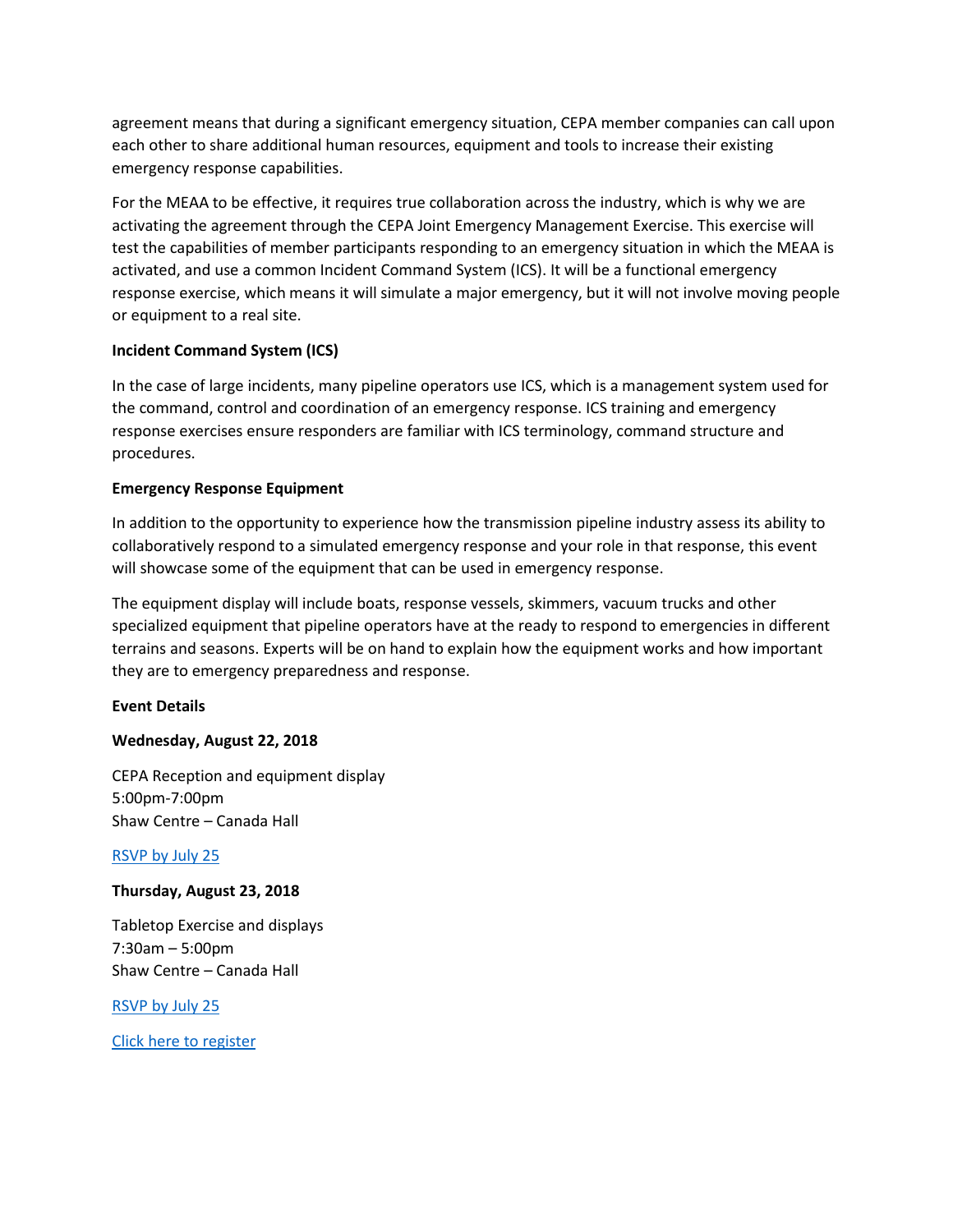agreement means that during a significant emergency situation, CEPA member companies can call upon each other to share additional human resources, equipment and tools to increase their existing emergency response capabilities.

For the MEAA to be effective, it requires true collaboration across the industry, which is why we are activating the agreement through the CEPA Joint Emergency Management Exercise. This exercise will test the capabilities of member participants responding to an emergency situation in which the MEAA is activated, and use a common Incident Command System (ICS). It will be a functional emergency response exercise, which means it will simulate a major emergency, but it will not involve moving people or equipment to a real site.

**Incident Command System (ICS)**

In the case of large incidents, many pipeline operators use ICS, which is a management system used for the command, control and coordination of an emergency response. ICS training and emergency response exercises ensure responders are familiar with ICS terminology, command structure and procedures.

**Emergency Response Equipment**

In addition to the opportunity to experience how the transmission pipeline industry assess its ability to collaboratively respond to a simulated emergency response and your role in that response, this event will showcase some of the equipment that can be used in emergency response.

The equipment display will include boats, response vessels, skimmers, vacuum trucks and other specialized equipment that pipeline operators have at the ready to respond to emergencies in different terrains and seasons. Experts will be on hand to explain how the equipment works and how important they are to emergency preparedness and response.

**Event Details**

**Wednesday, August 22, 2018**

CEPA Reception and equipment display
5:00pm-7:00pm
Shaw Centre – Canada Hall

RSVP by July 25

**Thursday, August 23, 2018**

Tabletop Exercise and displays
7:30am – 5:00pm
Shaw Centre – Canada Hall

RSVP by July 25

Click here to register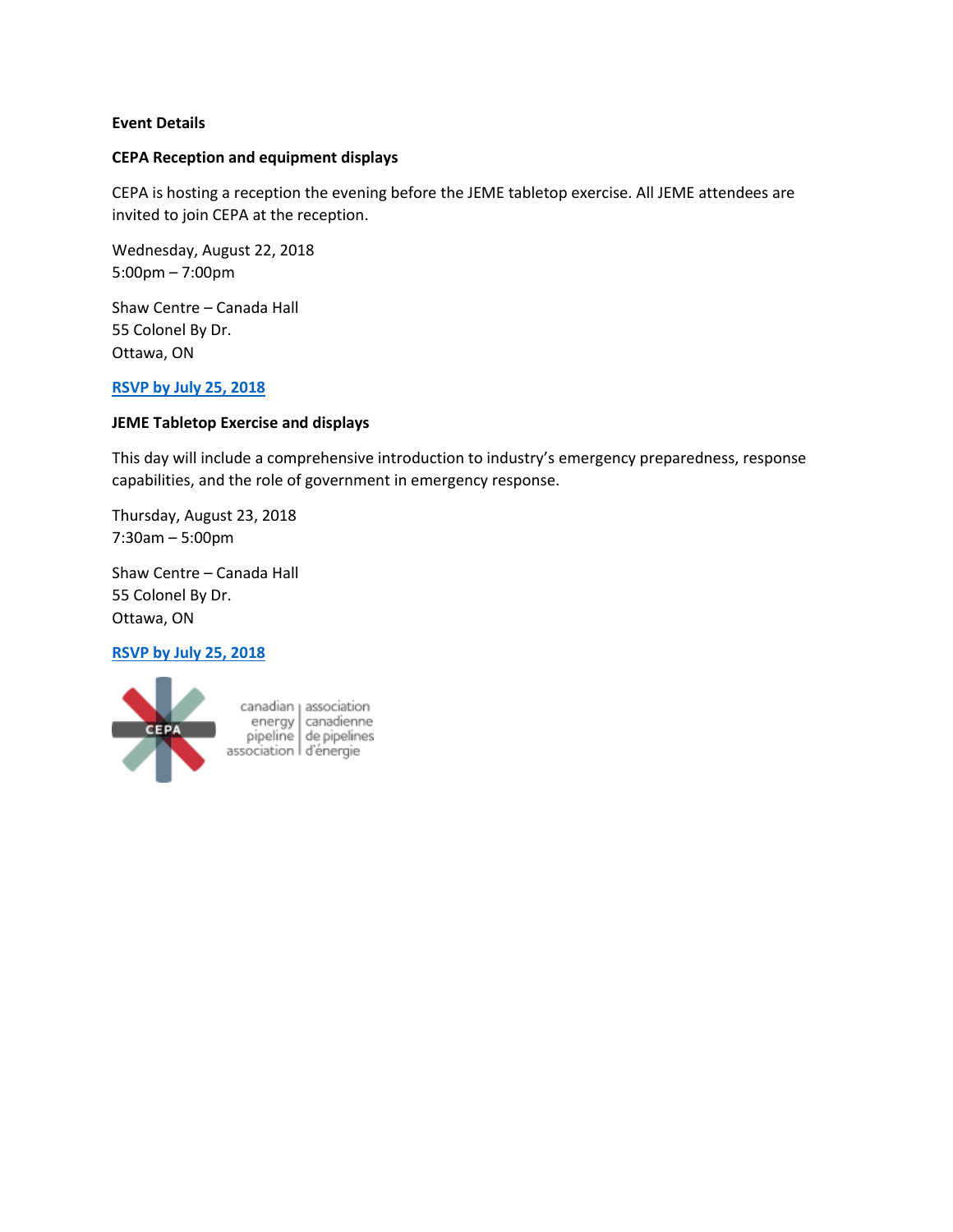**Event Details**

**CEPA Reception and equipment displays**

CEPA is hosting a reception the evening before the JEME tabletop exercise. All JEME attendees are invited to join CEPA at the reception.

Wednesday, August 22, 2018
5:00pm – 7:00pm

Shaw Centre – Canada Hall
55 Colonel By Dr.
Ottawa, ON

**RSVP by July 25, 2018**

**JEME Tabletop Exercise and displays**

This day will include a comprehensive introduction to industry's emergency preparedness, response capabilities, and the role of government in emergency response.

Thursday, August 23, 2018
7:30am – 5:00pm

Shaw Centre – Canada Hall
55 Colonel By Dr.
Ottawa, ON

**RSVP by July 25, 2018**

CEPA

canadian energy pipeline association | association canadienne de pipelines d'énergie